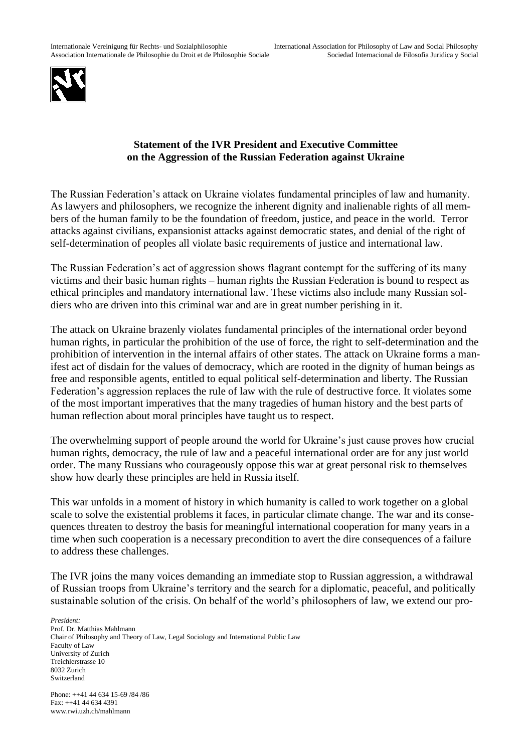Internationale Vereinigung für Rechts- und Sozialphilosophie
Association Internationale de Philosophie du Droit et de Philosophie Sociale

International Association for Philosophy of Law and Social Philosophy
Sociedad Internacional de Filosofia Juridica y Social

**Statement of the IVR President and Executive Committee on the Aggression of the Russian Federation against Ukraine**

The Russian Federation's attack on Ukraine violates fundamental principles of law and humanity. As lawyers and philosophers, we recognize the inherent dignity and inalienable rights of all members of the human family to be the foundation of freedom, justice, and peace in the world. Terror attacks against civilians, expansionist attacks against democratic states, and denial of the right of self-determination of peoples all violate basic requirements of justice and international law.

The Russian Federation's act of aggression shows flagrant contempt for the suffering of its many victims and their basic human rights – human rights the Russian Federation is bound to respect as ethical principles and mandatory international law. These victims also include many Russian soldiers who are driven into this criminal war and are in great number perishing in it.

The attack on Ukraine brazenly violates fundamental principles of the international order beyond human rights, in particular the prohibition of the use of force, the right to self-determination and the prohibition of intervention in the internal affairs of other states. The attack on Ukraine forms a manifest act of disdain for the values of democracy, which are rooted in the dignity of human beings as free and responsible agents, entitled to equal political self-determination and liberty. The Russian Federation's aggression replaces the rule of law with the rule of destructive force. It violates some of the most important imperatives that the many tragedies of human history and the best parts of human reflection about moral principles have taught us to respect.

The overwhelming support of people around the world for Ukraine's just cause proves how crucial human rights, democracy, the rule of law and a peaceful international order are for any just world order. The many Russians who courageously oppose this war at great personal risk to themselves show how dearly these principles are held in Russia itself.

This war unfolds in a moment of history in which humanity is called to work together on a global scale to solve the existential problems it faces, in particular climate change. The war and its consequences threaten to destroy the basis for meaningful international cooperation for many years in a time when such cooperation is a necessary precondition to avert the dire consequences of a failure to address these challenges.

The IVR joins the many voices demanding an immediate stop to Russian aggression, a withdrawal of Russian troops from Ukraine's territory and the search for a diplomatic, peaceful, and politically sustainable solution of the crisis. On behalf of the world's philosophers of law, we extend our pro-

*President:*
Prof. Dr. Matthias Mahlmann
Chair of Philosophy and Theory of Law, Legal Sociology and International Public Law
Faculty of Law
University of Zurich
Treichlerstrasse 10
8032 Zurich
Switzerland

Phone: ++41 44 634 15-69 /84 /86
Fax: ++41 44 634 4391
www.rwi.uzh.ch/mahlmann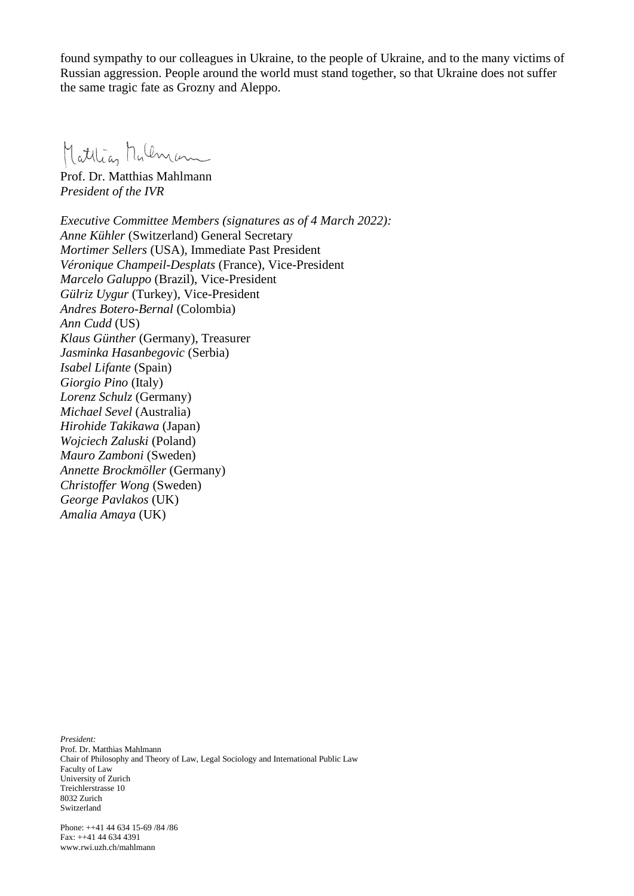found sympathy to our colleagues in Ukraine, to the people of Ukraine, and to the many victims of Russian aggression. People around the world must stand together, so that Ukraine does not suffer the same tragic fate as Grozny and Aleppo.

Prof. Dr. Matthias Mahlmann
*President of the IVR*

*Executive Committee Members (signatures as of 4 March 2022):*
*Anne Kühler* (Switzerland) General Secretary
*Mortimer Sellers* (USA), Immediate Past President
*Véronique Champeil-Desplats* (France), Vice-President
*Marcelo Galuppo* (Brazil), Vice-President
*Gülriz Uygur* (Turkey), Vice-President
*Andres Botero-Bernal* (Colombia)
*Ann Cudd* (US)
*Klaus Günther* (Germany), Treasurer
*Jasminka Hasanbegovic* (Serbia)
*Isabel Lifante* (Spain)
*Giorgio Pino* (Italy)
*Lorenz Schulz* (Germany)
*Michael Sevel* (Australia)
*Hirohide Takikawa* (Japan)
*Wojciech Zaluski* (Poland)
*Mauro Zamboni* (Sweden)
*Annette Brockmöller* (Germany)
*Christoffer Wong* (Sweden)
*George Pavlakos* (UK)
*Amalia Amaya* (UK)

*President:*
Prof. Dr. Matthias Mahlmann
Chair of Philosophy and Theory of Law, Legal Sociology and International Public Law
Faculty of Law
University of Zurich
Treichlerstrasse 10
8032 Zurich
Switzerland

Phone: ++41 44 634 15-69 /84 /86
Fax: ++41 44 634 4391
www.rwi.uzh.ch/mahlmann